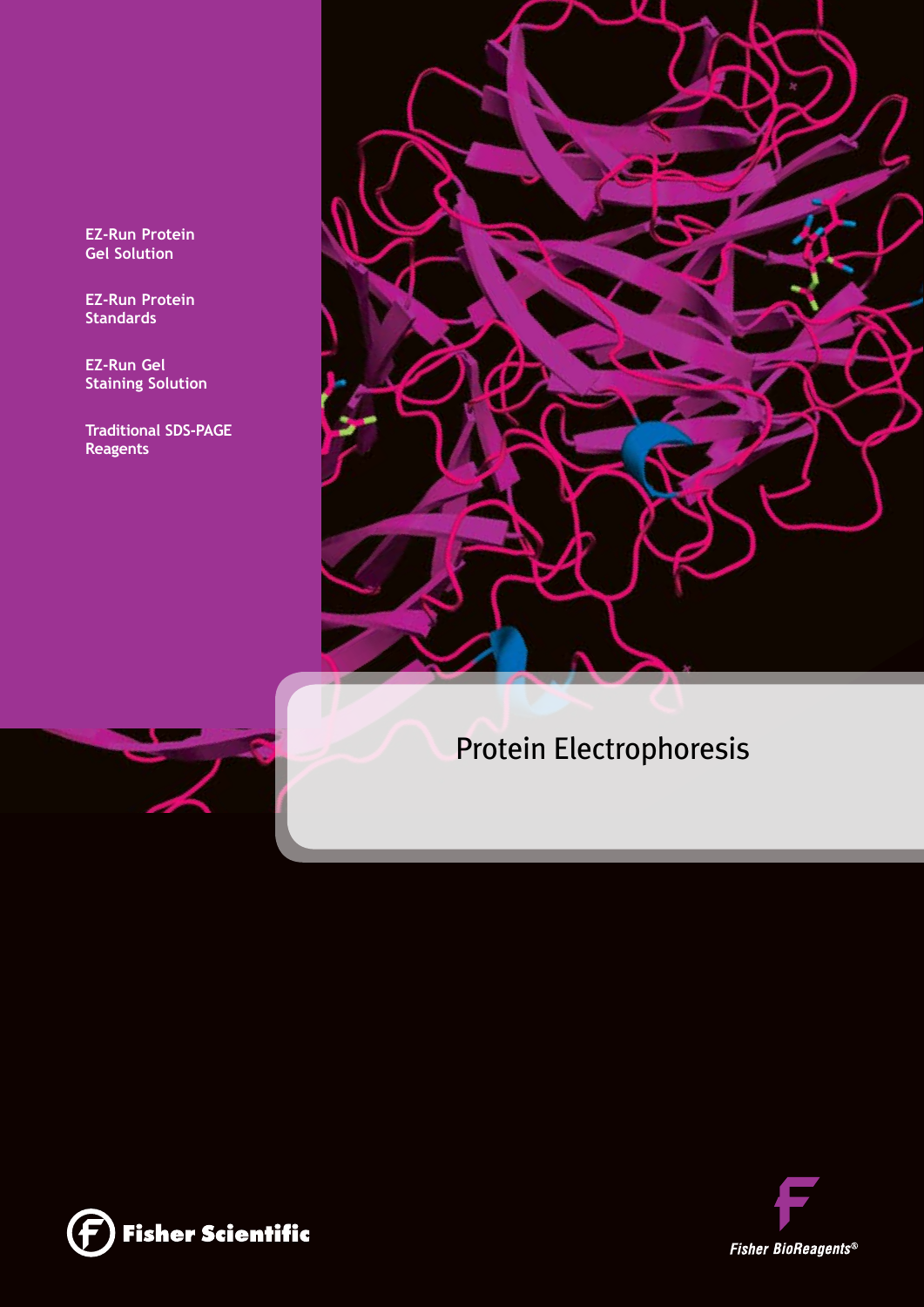EZ-Run Protein Gel Solution

EZ-Run Protein Standards

EZ-Run Gel Staining Solution

Traditional SDS-PAGE Reagents

# Protein Electrophoresis

Fisher Scientific

Fisher BioReagents®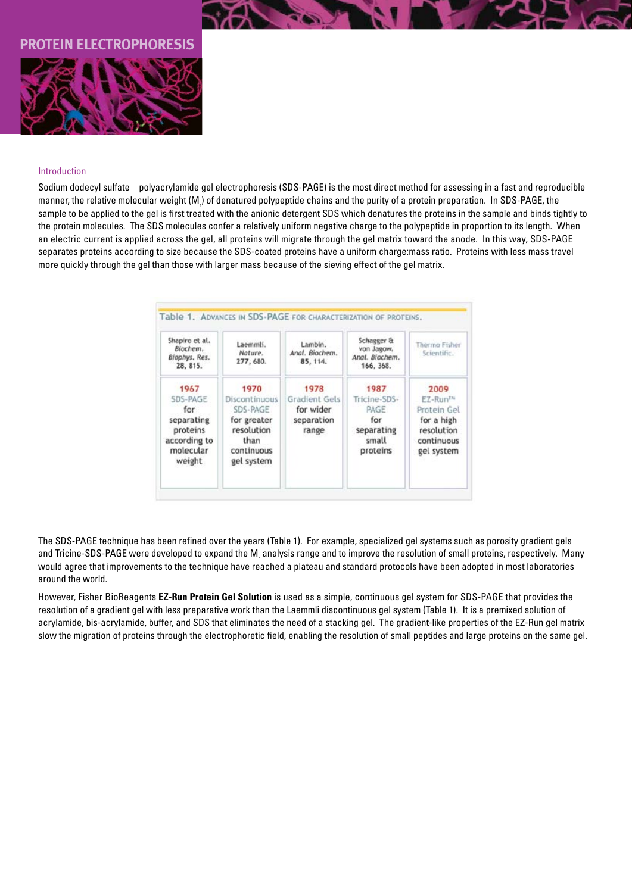# PROTEIN ELECTROPHORESIS

## Introduction

Sodium dodecyl sulfate – polyacrylamide gel electrophoresis (SDS-PAGE) is the most direct method for assessing in a fast and reproducible manner, the relative molecular weight ($M_r$) of denatured polypeptide chains and the purity of a protein preparation. In SDS-PAGE, the sample to be applied to the gel is first treated with the anionic detergent SDS which denatures the proteins in the sample and binds tightly to the protein molecules. The SDS molecules confer a relatively uniform negative charge to the polypeptide in proportion to its length. When an electric current is applied across the gel, all proteins will migrate through the gel matrix toward the anode. In this way, SDS-PAGE separates proteins according to size because the SDS-coated proteins have a uniform charge:mass ratio. Proteins with less mass travel more quickly through the gel than those with larger mass because of the sieving effect of the gel matrix.

Table 1. Advances in SDS-PAGE for characterization of proteins.

| Shapiro et al. *Biochem. Biophys. Res.* **28**, 815. | Laemmli. *Nature*. **277**, 680. | Lambin. *Anal. Biochem.* **85**, 114. | Schagger & von Jagow. *Anal. Biochem.* **166**, 368. | Thermo Fisher Scientific. |
|---|---|---|---|---|
| 1967 SDS-PAGE for separating proteins according to molecular weight | 1970 Discontinuous SDS-PAGE for greater resolution than continuous gel system | 1978 Gradient Gels for wider separation range | 1987 Tricine-SDS-PAGE for separating small proteins | 2009 EZ-Run™ Protein Gel for a high resolution continuous gel system |

The SDS-PAGE technique has been refined over the years (Table 1). For example, specialized gel systems such as porosity gradient gels and Tricine-SDS-PAGE were developed to expand the $M_r$ analysis range and to improve the resolution of small proteins, respectively. Many would agree that improvements to the technique have reached a plateau and standard protocols have been adopted in most laboratories around the world.

However, Fisher BioReagents **EZ-Run Protein Gel Solution** is used as a simple, continuous gel system for SDS-PAGE that provides the resolution of a gradient gel with less preparative work than the Laemmli discontinuous gel system (Table 1). It is a premixed solution of acrylamide, bis-acrylamide, buffer, and SDS that eliminates the need of a stacking gel. The gradient-like properties of the EZ-Run gel matrix slow the migration of proteins through the electrophoretic field, enabling the resolution of small peptides and large proteins on the same gel.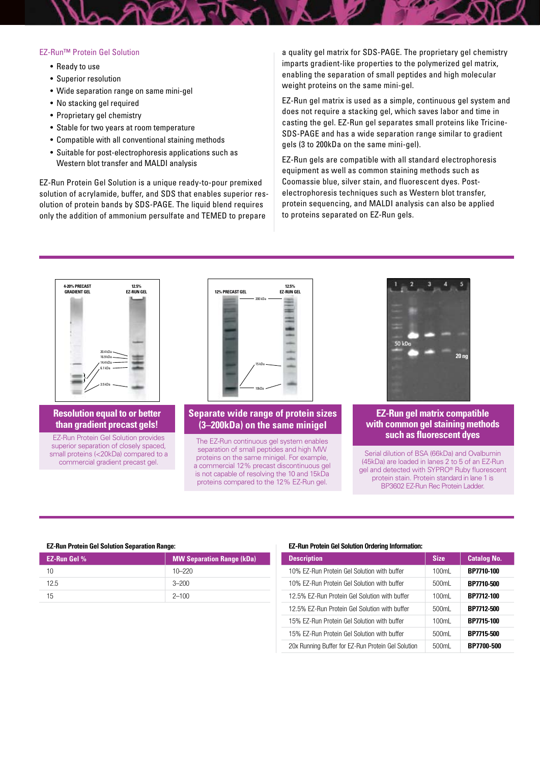## EZ-Run™ Protein Gel Solution

- Ready to use
- Superior resolution
- Wide separation range on same mini-gel
- No stacking gel required
- Proprietary gel chemistry
- Stable for two years at room temperature
- Compatible with all conventional staining methods
- Suitable for post-electrophoresis applications such as Western blot transfer and MALDI analysis

EZ-Run Protein Gel Solution is a unique ready-to-pour premixed solution of acrylamide, buffer, and SDS that enables superior resolution of protein bands by SDS-PAGE. The liquid blend requires only the addition of ammonium persulfate and TEMED to prepare a quality gel matrix for SDS-PAGE. The proprietary gel chemistry imparts gradient-like properties to the polymerized gel matrix, enabling the separation of small peptides and high molecular weight proteins on the same mini-gel.

EZ-Run gel matrix is used as a simple, continuous gel system and does not require a stacking gel, which saves labor and time in casting the gel. EZ-Run gel separates small proteins like Tricine-SDS-PAGE and has a wide separation range similar to gradient gels (3 to 200kDa on the same mini-gel).

EZ-Run gels are compatible with all standard electrophoresis equipment as well as common staining methods such as Coomassie blue, silver stain, and fluorescent dyes. Post-electrophoresis techniques such as Western blot transfer, protein sequencing, and MALDI analysis can also be applied to proteins separated on EZ-Run gels.

4-20% PRECAST GRADIENT GEL | 12.5% EZ-RUN GEL

20.4 kDa, 16.9 kDa, 14.4 kDa, 6.1 kDa, 3.5 kDa

### Resolution equal to or better than gradient precast gels!

EZ-Run Protein Gel Solution provides superior separation of closely spaced, small proteins (<20kDa) compared to a commercial gradient precast gel.

12% PRECAST GEL | 12.5% EZ-RUN GEL

200 kDa, 15 kDa, 10kDa

### Separate wide range of protein sizes (3–200kDa) on the same minigel

The EZ-Run continuous gel system enables separation of small peptides and high MW proteins on the same minigel. For example, a commercial 12% precast discontinuous gel is not capable of resolving the 10 and 15kDa proteins compared to the 12% EZ-Run gel.

1 2 3 4 5

50 kDa

20 ng

### EZ-Run gel matrix compatible with common gel staining methods such as fluorescent dyes

Serial dilution of BSA (66kDa) and Ovalbumin (45kDa) are loaded in lanes 2 to 5 of an EZ-Run gel and detected with SYPRO® Ruby fluorescent protein stain. Protein standard in lane 1 is BP3602 EZ-Run Rec Protein Ladder.

**EZ-Run Protein Gel Solution Separation Range:**

| EZ-Run Gel % | MW Separation Range (kDa) |
|---|---|
| 10 | 10–220 |
| 12.5 | 3–200 |
| 15 | 2–100 |

**EZ-Run Protein Gel Solution Ordering Information:**

| Description | Size | Catalog No. |
|---|---|---|
| 10% EZ-Run Protein Gel Solution with buffer | 100mL | **BP7710-100** |
| 10% EZ-Run Protein Gel Solution with buffer | 500mL | **BP7710-500** |
| 12.5% EZ-Run Protein Gel Solution with buffer | 100mL | **BP7712-100** |
| 12.5% EZ-Run Protein Gel Solution with buffer | 500mL | **BP7712-500** |
| 15% EZ-Run Protein Gel Solution with buffer | 100mL | **BP7715-100** |
| 15% EZ-Run Protein Gel Solution with buffer | 500mL | **BP7715-500** |
| 20x Running Buffer for EZ-Run Protein Gel Solution | 500mL | **BP7700-500** |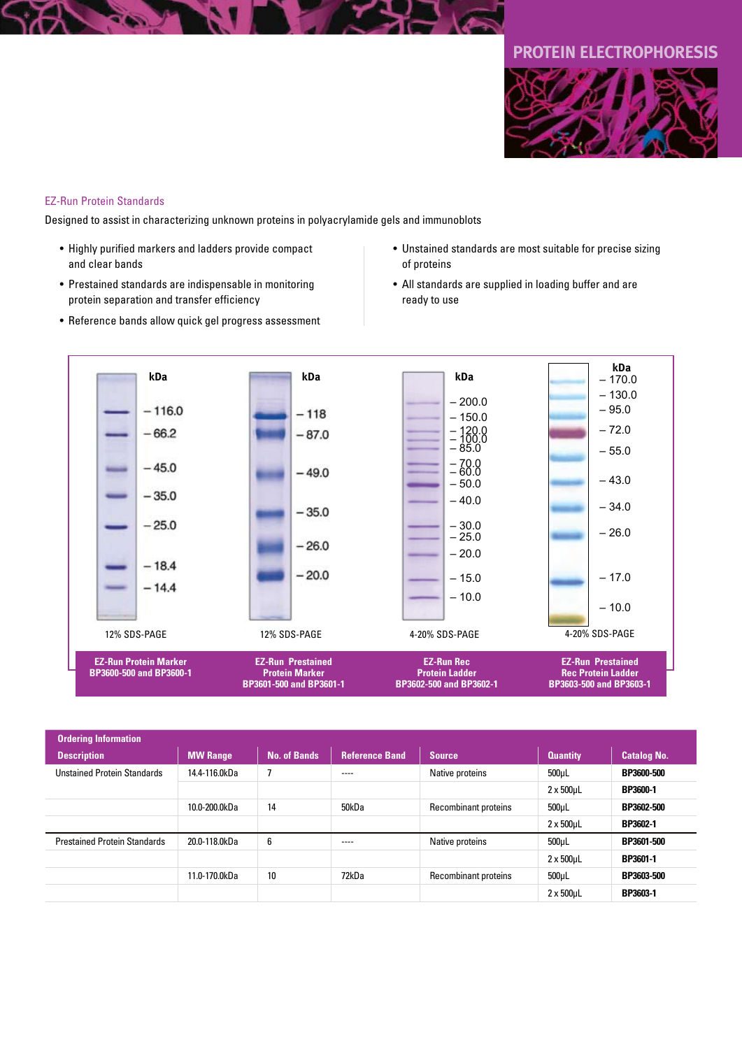# PROTEIN ELECTROPHORESIS

## EZ-Run Protein Standards

Designed to assist in characterizing unknown proteins in polyacrylamide gels and immunoblots

- Highly purified markers and ladders provide compact and clear bands
- Prestained standards are indispensable in monitoring protein separation and transfer efficiency
- Reference bands allow quick gel progress assessment
- Unstained standards are most suitable for precise sizing of proteins
- All standards are supplied in loading buffer and are ready to use

kDa – 116.0 – 66.2 – 45.0 – 35.0 – 25.0 – 18.4 – 14.4

12% SDS-PAGE

**EZ-Run Protein Marker BP3600-500 and BP3600-1**

kDa – 118 – 87.0 – 49.0 – 35.0 – 26.0 – 20.0

12% SDS-PAGE

**EZ-Run Prestained Protein Marker BP3601-500 and BP3601-1**

kDa – 200.0 – 150.0 – 120.0 – 100.0 – 85.0 – 70.0 – 60.0 – 50.0 – 40.0 – 30.0 – 25.0 – 20.0 – 15.0 – 10.0

4-20% SDS-PAGE

**EZ-Run Rec Protein Ladder BP3602-500 and BP3602-1**

kDa – 170.0 – 130.0 – 95.0 – 72.0 – 55.0 – 43.0 – 34.0 – 26.0 – 17.0 – 10.0

4-20% SDS-PAGE

**EZ-Run Prestained Rec Protein Ladder BP3603-500 and BP3603-1**

**Ordering Information**

| Description | MW Range | No. of Bands | Reference Band | Source | Quantity | Catalog No. |
|---|---|---|---|---|---|---|
| Unstained Protein Standards | 14.4-116.0kDa | 7 | ---- | Native proteins | 500µL | **BP3600-500** |
| | | | | | 2 x 500µL | **BP3600-1** |
| | 10.0-200.0kDa | 14 | 50kDa | Recombinant proteins | 500µL | **BP3602-500** |
| | | | | | 2 x 500µL | **BP3602-1** |
| Prestained Protein Standards | 20.0-118.0kDa | 6 | ---- | Native proteins | 500µL | **BP3601-500** |
| | | | | | 2 x 500µL | **BP3601-1** |
| | 11.0-170.0kDa | 10 | 72kDa | Recombinant proteins | 500µL | **BP3603-500** |
| | | | | | 2 x 500µL | **BP3603-1** |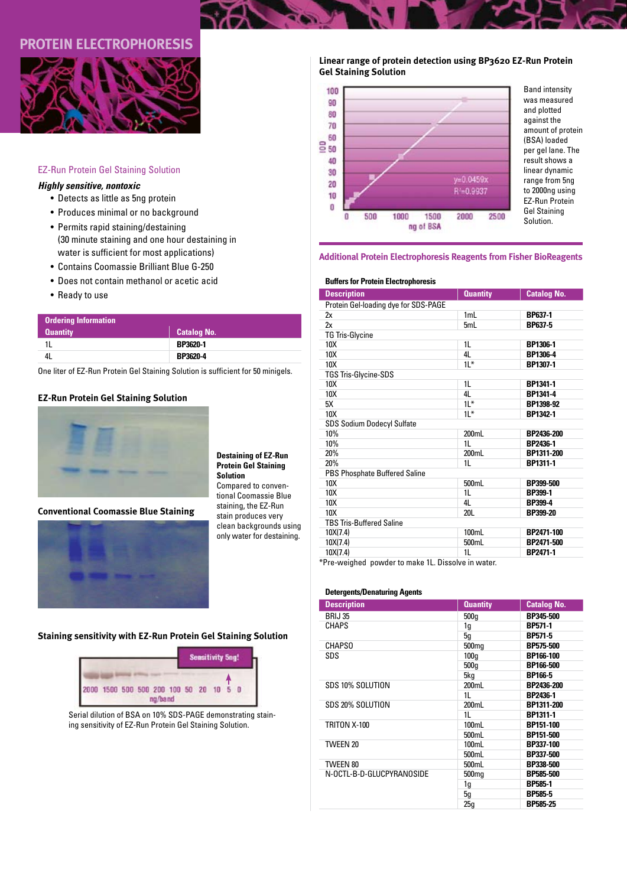# PROTEIN ELECTROPHORESIS

## EZ-Run Protein Gel Staining Solution

***Highly sensitive, nontoxic***

- Detects as little as 5ng protein
- Produces minimal or no background
- Permits rapid staining/destaining (30 minute staining and one hour destaining in water is sufficient for most applications)
- Contains Coomassie Brilliant Blue G-250
- Does not contain methanol or acetic acid
- Ready to use

| Ordering Information | |
|---|---|
| **Quantity** | **Catalog No.** |
| 1L | BP3620-1 |
| 4L | BP3620-4 |

One liter of EZ-Run Protein Gel Staining Solution is sufficient for 50 minigels.

### EZ-Run Protein Gel Staining Solution

### Conventional Coomassie Blue Staining

**Destaining of EZ-Run Protein Gel Staining Solution**
Compared to conventional Coomassie Blue staining, the EZ-Run stain produces very clean backgrounds using only water for destaining.

### Staining sensitivity with EZ-Run Protein Gel Staining Solution

Sensitivity 5ng!

2000 1500 500 500 200 100 50 20 10 5 0
ng/band

Serial dilution of BSA on 10% SDS-PAGE demonstrating staining sensitivity of EZ-Run Protein Gel Staining Solution.

### Linear range of protein detection using BP3620 EZ-Run Protein Gel Staining Solution

$y = 0.0459x$
$R^2 = 0.9937$

Band intensity was measured and plotted against the amount of protein (BSA) loaded per gel lane. The result shows a linear dynamic range from 5ng to 2000ng using EZ-Run Protein Gel Staining Solution.

## Additional Protein Electrophoresis Reagents from Fisher BioReagents

### Buffers for Protein Electrophoresis

| Description | Quantity | Catalog No. |
|---|---|---|
| Protein Gel-loading dye for SDS-PAGE | | |
| 2x | 1mL | BP637-1 |
| 2x | 5mL | BP637-5 |
| TG Tris-Glycine | | |
| 10X | 1L | BP1306-1 |
| 10X | 4L | BP1306-4 |
| 10X | 1L* | BP1307-1 |
| TGS Tris-Glycine-SDS | | |
| 10X | 1L | BP1341-1 |
| 10X | 4L | BP1341-4 |
| 5X | 1L* | BP1398-92 |
| 10X | 1L* | BP1342-1 |
| SDS Sodium Dodecyl Sulfate | | |
| 10% | 200mL | BP2436-200 |
| 10% | 1L | BP2436-1 |
| 20% | 200mL | BP1311-200 |
| 20% | 1L | BP1311-1 |
| PBS Phosphate Buffered Saline | | |
| 10X | 500mL | BP399-500 |
| 10X | 1L | BP399-1 |
| 10X | 4L | BP399-4 |
| 10X | 20L | BP399-20 |
| TBS Tris-Buffered Saline | | |
| 10X(7.4) | 100mL | BP2471-100 |
| 10X(7.4) | 500mL | BP2471-500 |
| 10X(7.4) | 1L | BP2471-1 |

*Pre-weighed powder to make 1L. Dissolve in water.

### Detergents/Denaturing Agents

| Description | Quantity | Catalog No. |
|---|---|---|
| BRIJ 35 | 500g | BP345-500 |
| CHAPS | 1g | BP571-1 |
| | 5g | BP571-5 |
| CHAPSO | 500mg | BP575-500 |
| SDS | 100g | BP166-100 |
| | 500g | BP166-500 |
| | 5kg | BP166-5 |
| SDS 10% SOLUTION | 200mL | BP2436-200 |
| | 1L | BP2436-1 |
| SDS 20% SOLUTION | 200mL | BP1311-200 |
| | 1L | BP1311-1 |
| TRITON X-100 | 100mL | BP151-100 |
| | 500mL | BP151-500 |
| TWEEN 20 | 100mL | BP337-100 |
| | 500mL | BP337-500 |
| TWEEN 80 | 500mL | BP338-500 |
| N-OCTL-B-D-GLUCPYRANOSIDE | 500mg | BP585-500 |
| | 1g | BP585-1 |
| | 5g | BP585-5 |
| | 25g | BP585-25 |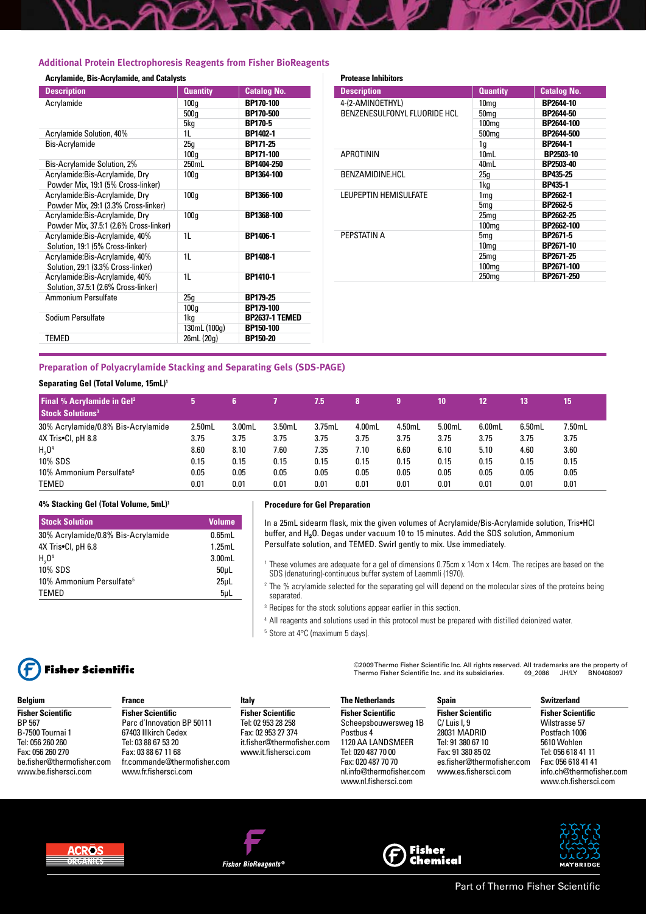## Additional Protein Electrophoresis Reagents from Fisher BioReagents

### Acrylamide, Bis-Acrylamide, and Catalysts

| Description | Quantity | Catalog No. |
|---|---|---|
| Acrylamide | 100g | BP170-100 |
| | 500g | BP170-500 |
| | 5kg | BP170-5 |
| Acrylamide Solution, 40% | 1L | BP1402-1 |
| Bis-Acrylamide | 25g | BP171-25 |
| | 100g | BP171-100 |
| Bis-Acrylamide Solution, 2% | 250mL | BP1404-250 |
| Acrylamide:Bis-Acrylamide, Dry Powder Mix, 19:1 (5% Cross-linker) | 100g | BP1364-100 |
| Acrylamide:Bis-Acrylamide, Dry Powder Mix, 29:1 (3.3% Cross-linker) | 100g | BP1366-100 |
| Acrylamide:Bis-Acrylamide, Dry Powder Mix, 37.5:1 (2.6% Cross-linker) | 100g | BP1368-100 |
| Acrylamide:Bis-Acrylamide, 40% Solution, 19:1 (5% Cross-linker) | 1L | BP1406-1 |
| Acrylamide:Bis-Acrylamide, 40% Solution, 29:1 (3.3% Cross-linker) | 1L | BP1408-1 |
| Acrylamide:Bis-Acrylamide, 40% Solution, 37.5:1 (2.6% Cross-linker) | 1L | BP1410-1 |
| Ammonium Persulfate | 25g | BP179-25 |
| | 100g | BP179-100 |
| Sodium Persulfate | 1kg | BP2637-1 TEMED |
| | 130mL (100g) | BP150-100 |
| TEMED | 26mL (20g) | BP150-20 |

### Protease Inhibitors

| Description | Quantity | Catalog No. |
|---|---|---|
| 4-(2-AMINOETHYL) BENZENESULFONYL FLUORIDE HCL | 10mg | BP2644-10 |
| | 50mg | BP2644-50 |
| | 100mg | BP2644-100 |
| | 500mg | BP2644-500 |
| | 1g | BP2644-1 |
| APROTININ | 10mL | BP2503-10 |
| | 40mL | BP2503-40 |
| BENZAMIDINE.HCL | 25g | BP435-25 |
| | 1kg | BP435-1 |
| LEUPEPTIN HEMISULFATE | 1mg | BP2662-1 |
| | 5mg | BP2662-5 |
| | 25mg | BP2662-25 |
| | 100mg | BP2662-100 |
| PEPSTATIN A | 5mg | BP2671-5 |
| | 10mg | BP2671-10 |
| | 25mg | BP2671-25 |
| | 100mg | BP2671-100 |
| | 250mg | BP2671-250 |

## Preparation of Polyacrylamide Stacking and Separating Gels (SDS-PAGE)

### Separating Gel (Total Volume, 15mL)[1]

| Final % Acrylamide in Gel[2] / Stock Solutions[3] | 5 | 6 | 7 | 7.5 | 8 | 9 | 10 | 12 | 13 | 15 |
|---|---|---|---|---|---|---|---|---|---|---|
| 30% Acrylamide/0.8% Bis-Acrylamide | 2.50mL | 3.00mL | 3.50mL | 3.75mL | 4.00mL | 4.50mL | 5.00mL | 6.00mL | 6.50mL | 7.50mL |
| 4X Tris•Cl, pH 8.8 | 3.75 | 3.75 | 3.75 | 3.75 | 3.75 | 3.75 | 3.75 | 3.75 | 3.75 | 3.75 |
| $H_2O$[4] | 8.60 | 8.10 | 7.60 | 7.35 | 7.10 | 6.60 | 6.10 | 5.10 | 4.60 | 3.60 |
| 10% SDS | 0.15 | 0.15 | 0.15 | 0.15 | 0.15 | 0.15 | 0.15 | 0.15 | 0.15 | 0.15 |
| 10% Ammonium Persulfate[5] | 0.05 | 0.05 | 0.05 | 0.05 | 0.05 | 0.05 | 0.05 | 0.05 | 0.05 | 0.05 |
| TEMED | 0.01 | 0.01 | 0.01 | 0.01 | 0.01 | 0.01 | 0.01 | 0.01 | 0.01 | 0.01 |

### 4% Stacking Gel (Total Volume, 5mL)[1]

| Stock Solution | Volume |
|---|---|
| 30% Acrylamide/0.8% Bis-Acrylamide | 0.65mL |
| 4X Tris•Cl, pH 6.8 | 1.25mL |
| $H_2O$[4] | 3.00mL |
| 10% SDS | 50µL |
| 10% Ammonium Persulfate[5] | 25µL |
| TEMED | 5µL |

### Procedure for Gel Preparation

In a 25mL sidearm flask, mix the given volumes of Acrylamide/Bis-Acrylamide solution, Tris•HCl buffer, and $H_2O$. Degas under vacuum 10 to 15 minutes. Add the SDS solution, Ammonium Persulfate solution, and TEMED. Swirl gently to mix. Use immediately.

[1] These volumes are adequate for a gel of dimensions 0.75cm x 14cm x 14cm. The recipes are based on the SDS (denaturing)-continuous buffer system of Laemmli (1970).

[2] The % acrylamide selected for the separating gel will depend on the molecular sizes of the proteins being separated.

[3] Recipes for the stock solutions appear earlier in this section.

[4] All reagents and solutions used in this protocol must be prepared with distilled deionized water.

[5] Store at 4°C (maximum 5 days).

Fisher Scientific

©2009 Thermo Fisher Scientific Inc. All rights reserved. All trademarks are the property of Thermo Fisher Scientific Inc. and its subsidiaries. 09_2086 JH/LY BN0408097

**Belgium**
**Fisher Scientific**
BP 567
B-7500 Tournai 1
Tel: 056 260 260
Fax: 056 260 270
be.fisher@thermofisher.com
www.be.fishersci.com

**France**
**Fisher Scientific**
Parc d'Innovation BP 50111
67403 Illkirch Cedex
Tel: 03 88 67 53 20
Fax: 03 88 67 11 68
fr.commande@thermofisher.com
www.fr.fishersci.com

**Italy**
**Fisher Scientific**
Tel: 02 953 28 258
Fax: 02 953 27 374
it.fisher@thermofisher.com
www.it.fishersci.com

**The Netherlands**
**Fisher Scientific**
Scheepsbouwersweg 1B
Postbus 4
1120 AA LANDSMEER
Tel: 020 487 70 00
Fax: 020 487 70 70
nl.info@thermofisher.com
www.nl.fishersci.com

**Spain**
**Fisher Scientific**
C/ Luis I, 9
28031 MADRID
Tel: 91 380 67 10
Fax: 91 380 85 02
es.fisher@thermofisher.com
www.es.fishersci.com

**Switzerland**
**Fisher Scientific**
Wilstrasse 57
Postfach 1006
5610 Wohlen
Tel: 056 618 41 11
Fax: 056 618 41 41
info.ch@thermofisher.com
www.ch.fishersci.com

ACROS ORGANICS | Fisher BioReagents® | Fisher Chemical | MAYBRIDGE

Part of Thermo Fisher Scientific